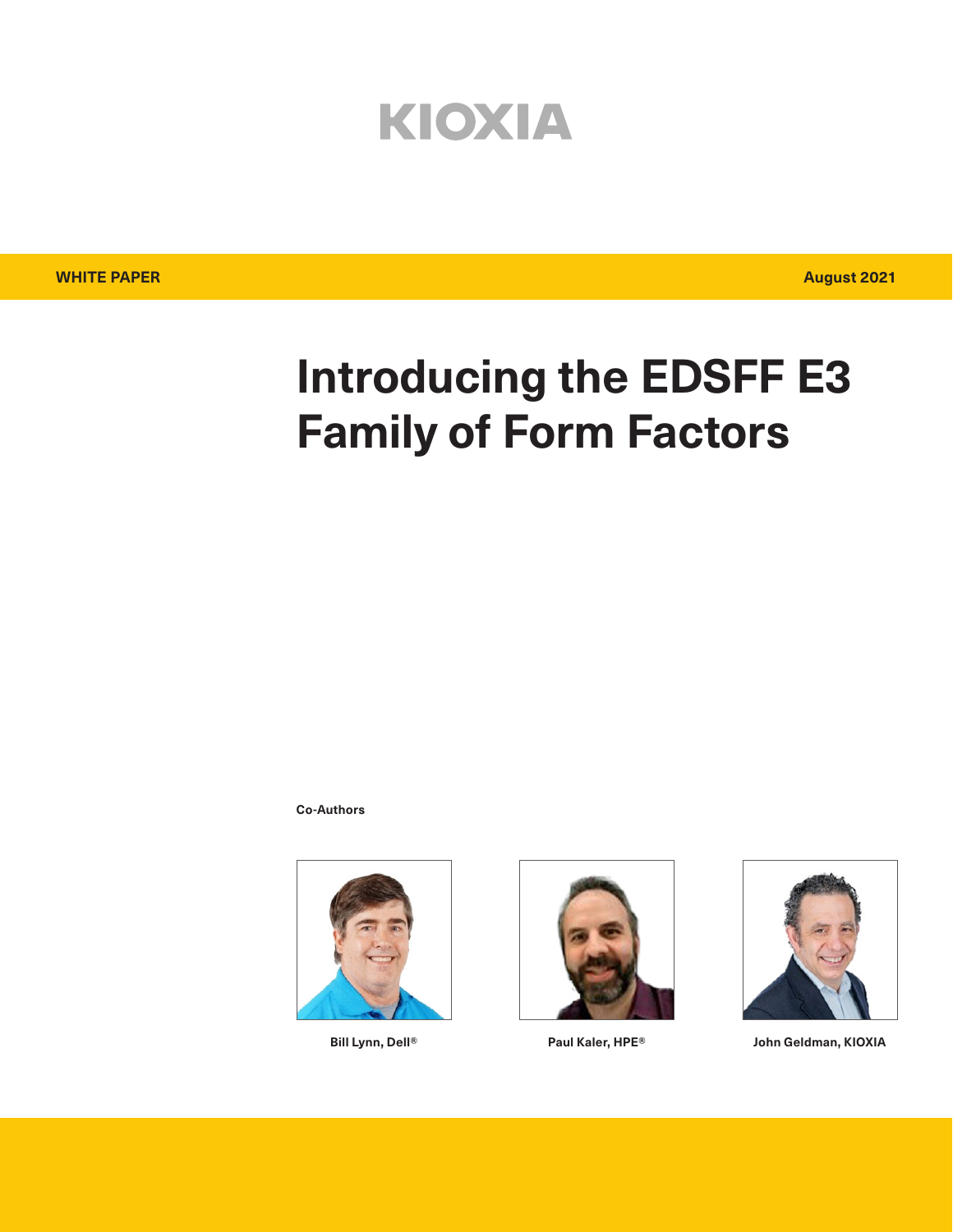KIOXIA

**WHITE PAPER** **August 2021**

# Introducing the EDSFF E3 Family of Form Factors

**Co-Authors**

**Bill Lynn, Dell®**

**Paul Kaler, HPE®**

**John Geldman, KIOXIA**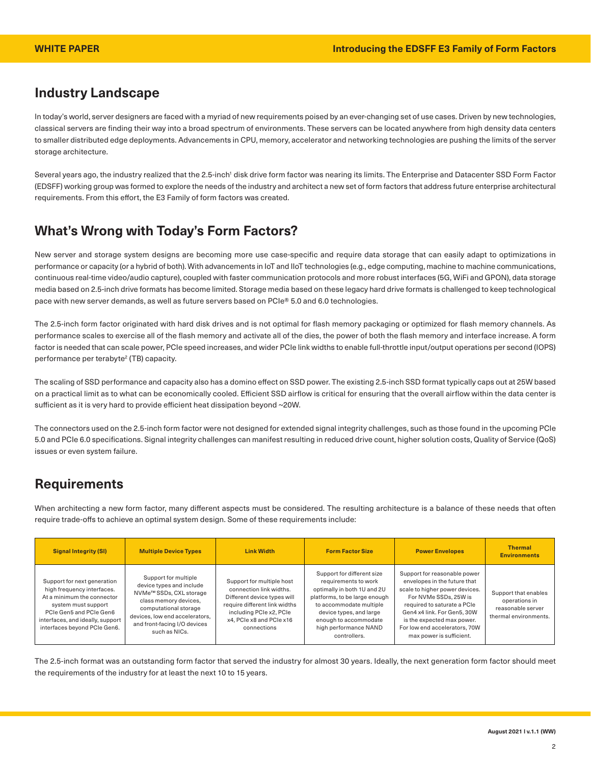## Industry Landscape

In today's world, server designers are faced with a myriad of new requirements poised by an ever-changing set of use cases. Driven by new technologies, classical servers are finding their way into a broad spectrum of environments. These servers can be located anywhere from high density data centers to smaller distributed edge deployments. Advancements in CPU, memory, accelerator and networking technologies are pushing the limits of the server storage architecture.

Several years ago, the industry realized that the 2.5-inch[1] disk drive form factor was nearing its limits. The Enterprise and Datacenter SSD Form Factor (EDSFF) working group was formed to explore the needs of the industry and architect a new set of form factors that address future enterprise architectural requirements. From this effort, the E3 Family of form factors was created.

## What's Wrong with Today's Form Factors?

New server and storage system designs are becoming more use case-specific and require data storage that can easily adapt to optimizations in performance or capacity (or a hybrid of both). With advancements in IoT and IIoT technologies (e.g., edge computing, machine to machine communications, continuous real-time video/audio capture), coupled with faster communication protocols and more robust interfaces (5G, WiFi and GPON), data storage media based on 2.5-inch drive formats has become limited. Storage media based on these legacy hard drive formats is challenged to keep technological pace with new server demands, as well as future servers based on PCIe® 5.0 and 6.0 technologies.

The 2.5-inch form factor originated with hard disk drives and is not optimal for flash memory packaging or optimized for flash memory channels. As performance scales to exercise all of the flash memory and activate all of the dies, the power of both the flash memory and interface increase. A form factor is needed that can scale power, PCIe speed increases, and wider PCIe link widths to enable full-throttle input/output operations per second (IOPS) performance per terabyte[2] (TB) capacity.

The scaling of SSD performance and capacity also has a domino effect on SSD power. The existing 2.5-inch SSD format typically caps out at 25W based on a practical limit as to what can be economically cooled. Efficient SSD airflow is critical for ensuring that the overall airflow within the data center is sufficient as it is very hard to provide efficient heat dissipation beyond ~20W.

The connectors used on the 2.5-inch form factor were not designed for extended signal integrity challenges, such as those found in the upcoming PCIe 5.0 and PCIe 6.0 specifications. Signal integrity challenges can manifest resulting in reduced drive count, higher solution costs, Quality of Service (QoS) issues or even system failure.

## Requirements

When architecting a new form factor, many different aspects must be considered. The resulting architecture is a balance of these needs that often require trade-offs to achieve an optimal system design. Some of these requirements include:

| Signal Integrity (SI) | Multiple Device Types | Link Width | Form Factor Size | Power Envelopes | Thermal Environments |
|---|---|---|---|---|---|
| Support for next generation high frequency interfaces. At a minimum the connector system must support PCIe Gen5 and PCIe Gen6 interfaces, and ideally, support interfaces beyond PCIe Gen6. | Support for multiple device types and include NVMe™ SSDs, CXL storage class memory devices, computational storage devices, low end accelerators, and front-facing I/O devices such as NICs. | Support for multiple host connection link widths. Different device types will require different link widths including PCIe x2, PCIe x4, PCIe x8 and PCIe x16 connections | Support for different size requirements to work optimally in both 1U and 2U platforms, to be large enough to accommodate multiple device types, and large enough to accommodate high performance NAND controllers. | Support for reasonable power envelopes in the future that scale to higher power devices. For NVMe SSDs, 25W is required to saturate a PCIe Gen4 x4 link. For Gen5, 30W is the expected max power. For low end accelerators, 70W max power is sufficient. | Support that enables operations in reasonable server thermal environments. |

The 2.5-inch format was an outstanding form factor that served the industry for almost 30 years. Ideally, the next generation form factor should meet the requirements of the industry for at least the next 10 to 15 years.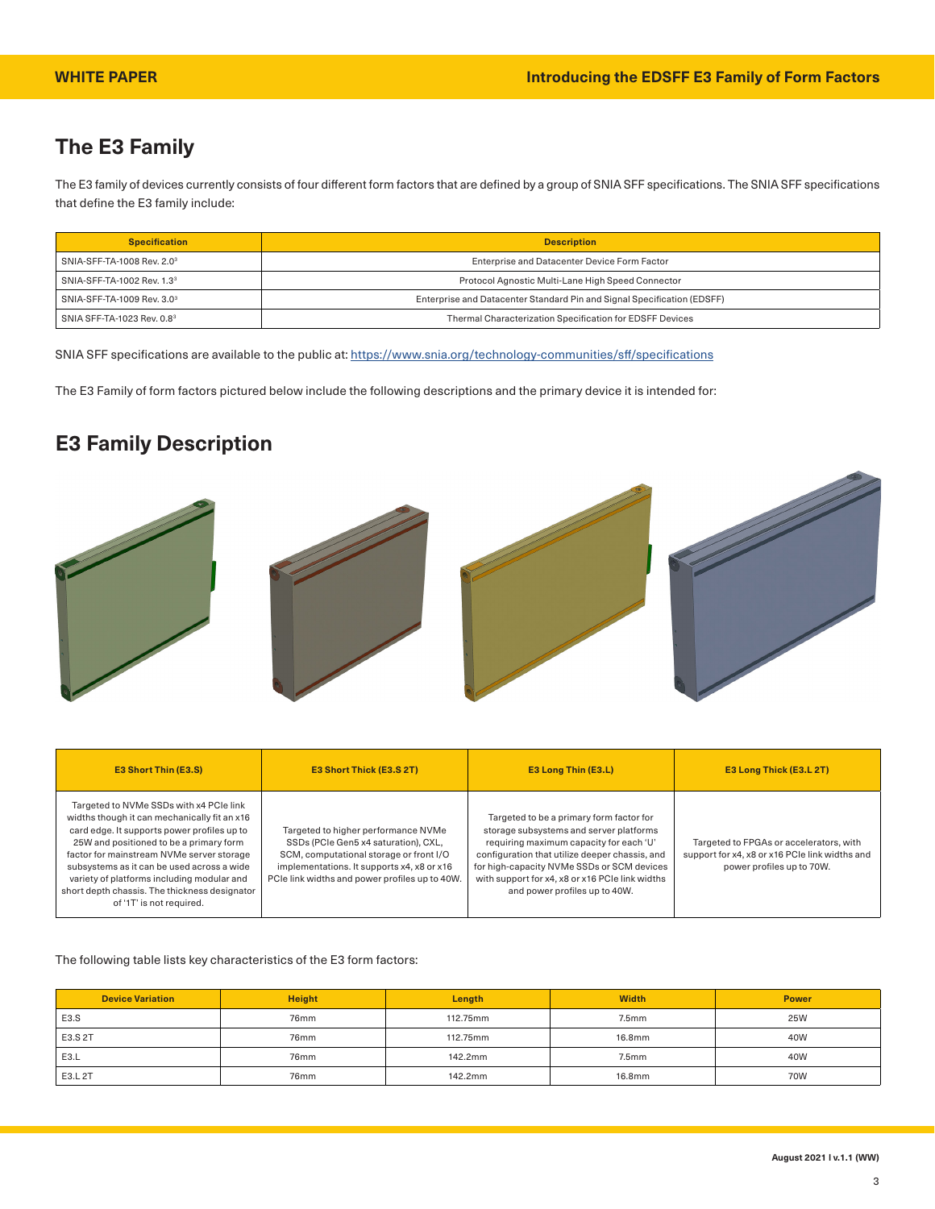## The E3 Family

The E3 family of devices currently consists of four different form factors that are defined by a group of SNIA SFF specifications. The SNIA SFF specifications that define the E3 family include:

| Specification | Description |
|---|---|
| SNIA-SFF-TA-1008 Rev. 2.0[3] | Enterprise and Datacenter Device Form Factor |
| SNIA-SFF-TA-1002 Rev. 1.3[3] | Protocol Agnostic Multi-Lane High Speed Connector |
| SNIA-SFF-TA-1009 Rev. 3.0[3] | Enterprise and Datacenter Standard Pin and Signal Specification (EDSFF) |
| SNIA SFF-TA-1023 Rev. 0.8[3] | Thermal Characterization Specification for EDSFF Devices |

SNIA SFF specifications are available to the public at: https://www.snia.org/technology-communities/sff/specifications

The E3 Family of form factors pictured below include the following descriptions and the primary device it is intended for:

## E3 Family Description

| E3 Short Thin (E3.S) | E3 Short Thick (E3.S 2T) | E3 Long Thin (E3.L) | E3 Long Thick (E3.L 2T) |
|---|---|---|---|
| Targeted to NVMe SSDs with x4 PCIe link widths though it can mechanically fit an x16 card edge. It supports power profiles up to 25W and positioned to be a primary form factor for mainstream NVMe server storage subsystems as it can be used across a wide variety of platforms including modular and short depth chassis. The thickness designator of '1T' is not required. | Targeted to higher performance NVMe SSDs (PCIe Gen5 x4 saturation), CXL, SCM, computational storage or front I/O implementations. It supports x4, x8 or x16 PCIe link widths and power profiles up to 40W. | Targeted to be a primary form factor for storage subsystems and server platforms requiring maximum capacity for each 'U' configuration that utilize deeper chassis, and for high-capacity NVMe SSDs or SCM devices with support for x4, x8 or x16 PCIe link widths and power profiles up to 40W. | Targeted to FPGAs or accelerators, with support for x4, x8 or x16 PCIe link widths and power profiles up to 70W. |

The following table lists key characteristics of the E3 form factors:

| Device Variation | Height | Length | Width | Power |
|---|---|---|---|---|
| E3.S | 76mm | 112.75mm | 7.5mm | 25W |
| E3.S 2T | 76mm | 112.75mm | 16.8mm | 40W |
| E3.L | 76mm | 142.2mm | 7.5mm | 40W |
| E3.L 2T | 76mm | 142.2mm | 16.8mm | 70W |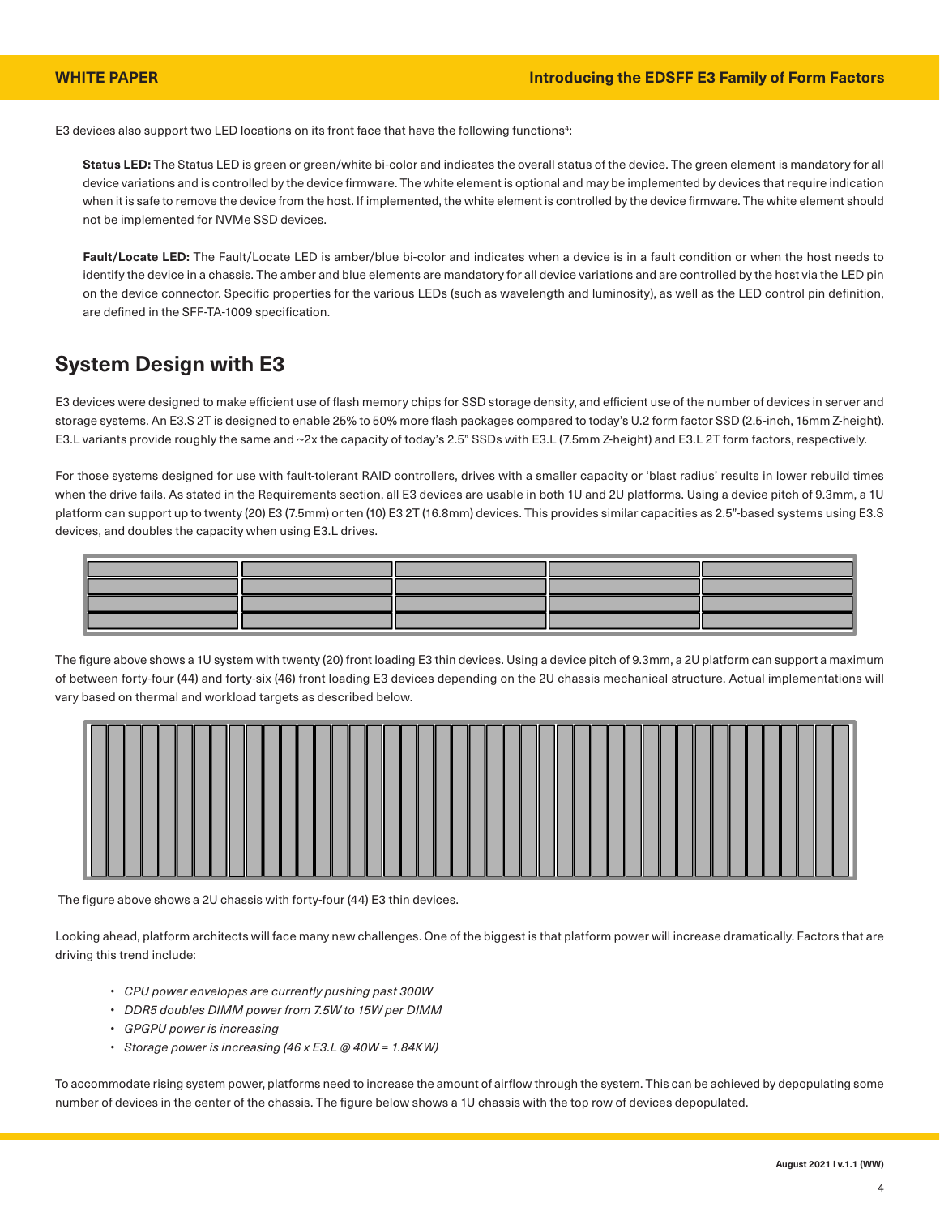E3 devices also support two LED locations on its front face that have the following functions[4]:

**Status LED:** The Status LED is green or green/white bi-color and indicates the overall status of the device. The green element is mandatory for all device variations and is controlled by the device firmware. The white element is optional and may be implemented by devices that require indication when it is safe to remove the device from the host. If implemented, the white element is controlled by the device firmware. The white element should not be implemented for NVMe SSD devices.

**Fault/Locate LED:** The Fault/Locate LED is amber/blue bi-color and indicates when a device is in a fault condition or when the host needs to identify the device in a chassis. The amber and blue elements are mandatory for all device variations and are controlled by the host via the LED pin on the device connector. Specific properties for the various LEDs (such as wavelength and luminosity), as well as the LED control pin definition, are defined in the SFF-TA-1009 specification.

## System Design with E3

E3 devices were designed to make efficient use of flash memory chips for SSD storage density, and efficient use of the number of devices in server and storage systems. An E3.S 2T is designed to enable 25% to 50% more flash packages compared to today's U.2 form factor SSD (2.5-inch, 15mm Z-height). E3.L variants provide roughly the same and ~2x the capacity of today's 2.5" SSDs with E3.L (7.5mm Z-height) and E3.L 2T form factors, respectively.

For those systems designed for use with fault-tolerant RAID controllers, drives with a smaller capacity or 'blast radius' results in lower rebuild times when the drive fails. As stated in the Requirements section, all E3 devices are usable in both 1U and 2U platforms. Using a device pitch of 9.3mm, a 1U platform can support up to twenty (20) E3 (7.5mm) or ten (10) E3 2T (16.8mm) devices. This provides similar capacities as 2.5"-based systems using E3.S devices, and doubles the capacity when using E3.L drives.

The figure above shows a 1U system with twenty (20) front loading E3 thin devices. Using a device pitch of 9.3mm, a 2U platform can support a maximum of between forty-four (44) and forty-six (46) front loading E3 devices depending on the 2U chassis mechanical structure. Actual implementations will vary based on thermal and workload targets as described below.

The figure above shows a 2U chassis with forty-four (44) E3 thin devices.

Looking ahead, platform architects will face many new challenges. One of the biggest is that platform power will increase dramatically. Factors that are driving this trend include:

- *CPU power envelopes are currently pushing past 300W*
- *DDR5 doubles DIMM power from 7.5W to 15W per DIMM*
- *GPGPU power is increasing*
- *Storage power is increasing (46 x E3.L @ 40W = 1.84KW)*

To accommodate rising system power, platforms need to increase the amount of airflow through the system. This can be achieved by depopulating some number of devices in the center of the chassis. The figure below shows a 1U chassis with the top row of devices depopulated.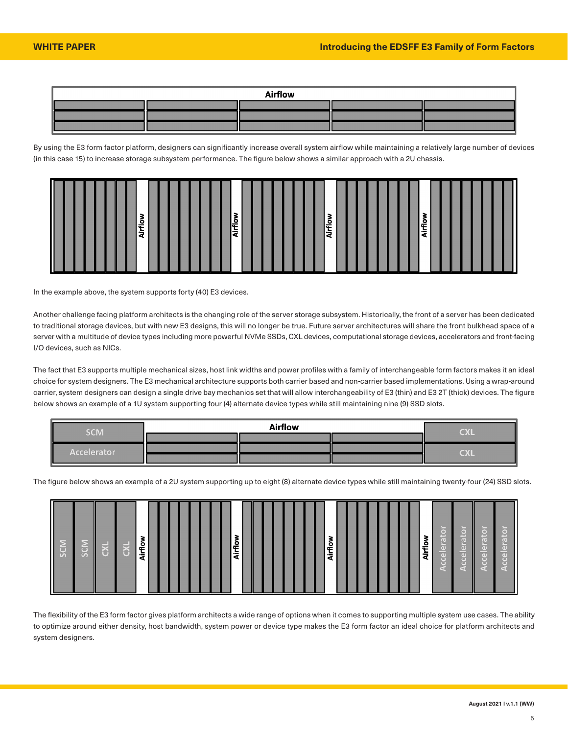By using the E3 form factor platform, designers can significantly increase overall system airflow while maintaining a relatively large number of devices (in this case 15) to increase storage subsystem performance. The figure below shows a similar approach with a 2U chassis.

In the example above, the system supports forty (40) E3 devices.

Another challenge facing platform architects is the changing role of the server storage subsystem. Historically, the front of a server has been dedicated to traditional storage devices, but with new E3 designs, this will no longer be true. Future server architectures will share the front bulkhead space of a server with a multitude of device types including more powerful NVMe SSDs, CXL devices, computational storage devices, accelerators and front-facing I/O devices, such as NICs.

The fact that E3 supports multiple mechanical sizes, host link widths and power profiles with a family of interchangeable form factors makes it an ideal choice for system designers. The E3 mechanical architecture supports both carrier based and non-carrier based implementations. Using a wrap-around carrier, system designers can design a single drive bay mechanics set that will allow interchangeability of E3 (thin) and E3 2T (thick) devices. The figure below shows an example of a 1U system supporting four (4) alternate device types while still maintaining nine (9) SSD slots.

The figure below shows an example of a 2U system supporting up to eight (8) alternate device types while still maintaining twenty-four (24) SSD slots.

The flexibility of the E3 form factor gives platform architects a wide range of options when it comes to supporting multiple system use cases. The ability to optimize around either density, host bandwidth, system power or device type makes the E3 form factor an ideal choice for platform architects and system designers.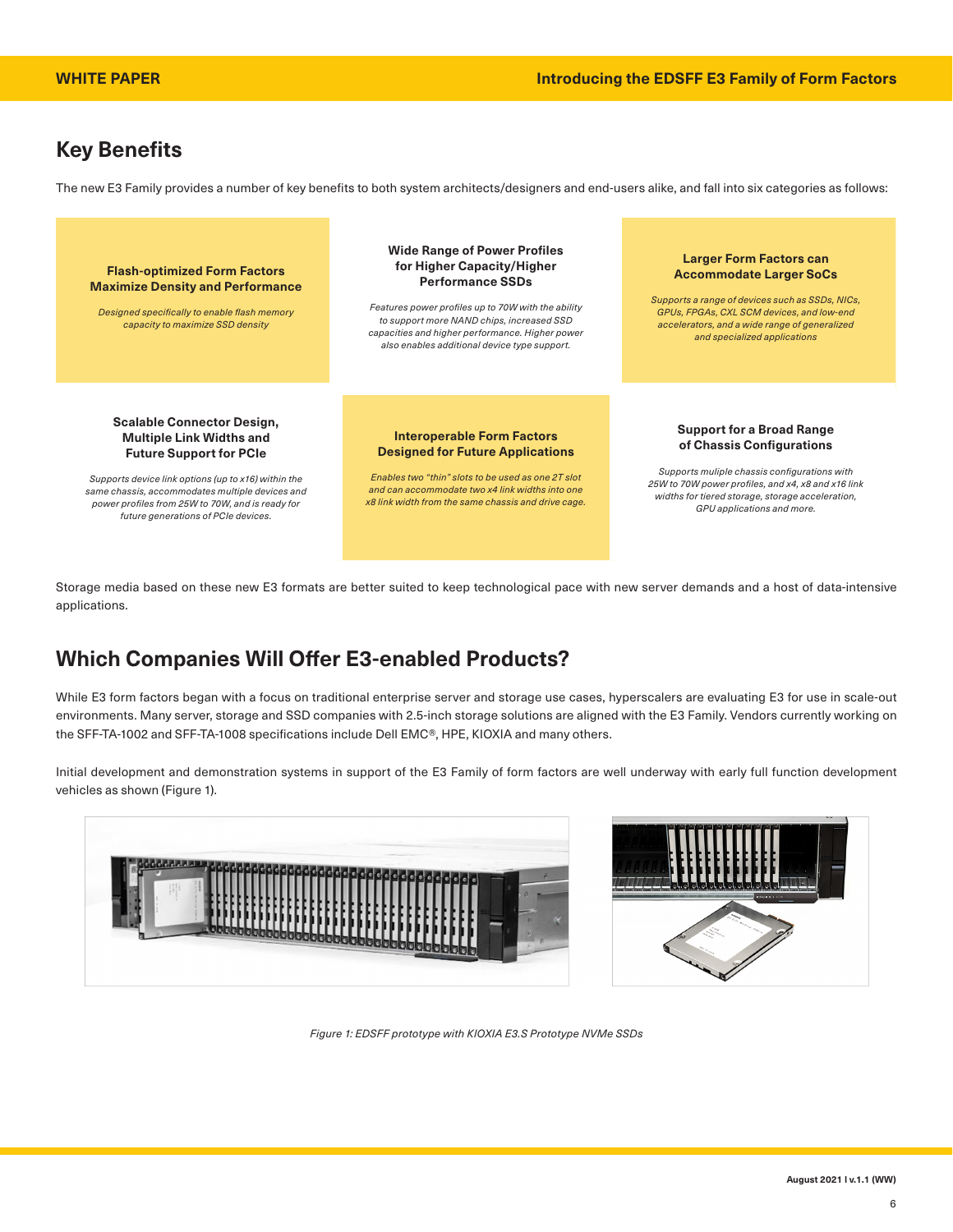## Key Benefits

The new E3 Family provides a number of key benefits to both system architects/designers and end-users alike, and fall into six categories as follows:

**Flash-optimized Form Factors Maximize Density and Performance**

*Designed specifically to enable flash memory capacity to maximize SSD density*

**Wide Range of Power Profiles for Higher Capacity/Higher Performance SSDs**

*Features power profiles up to 70W with the ability to support more NAND chips, increased SSD capacities and higher performance. Higher power also enables additional device type support.*

**Larger Form Factors can Accommodate Larger SoCs**

*Supports a range of devices such as SSDs, NICs, GPUs, FPGAs, CXL SCM devices, and low-end accelerators, and a wide range of generalized and specialized applications*

**Scalable Connector Design, Multiple Link Widths and Future Support for PCIe**

*Supports device link options (up to x16) within the same chassis, accommodates multiple devices and power profiles from 25W to 70W, and is ready for future generations of PCIe devices.*

**Interoperable Form Factors Designed for Future Applications**

*Enables two "thin" slots to be used as one 2T slot and can accommodate two x4 link widths into one x8 link width from the same chassis and drive cage.*

**Support for a Broad Range of Chassis Configurations**

*Supports muliple chassis configurations with 25W to 70W power profiles, and x4, x8 and x16 link widths for tiered storage, storage acceleration, GPU applications and more.*

Storage media based on these new E3 formats are better suited to keep technological pace with new server demands and a host of data-intensive applications.

## Which Companies Will Offer E3-enabled Products?

While E3 form factors began with a focus on traditional enterprise server and storage use cases, hyperscalers are evaluating E3 for use in scale-out environments. Many server, storage and SSD companies with 2.5-inch storage solutions are aligned with the E3 Family. Vendors currently working on the SFF-TA-1002 and SFF-TA-1008 specifications include Dell EMC®, HPE, KIOXIA and many others.

Initial development and demonstration systems in support of the E3 Family of form factors are well underway with early full function development vehicles as shown (Figure 1).

*Figure 1: EDSFF prototype with KIOXIA E3.S Prototype NVMe SSDs*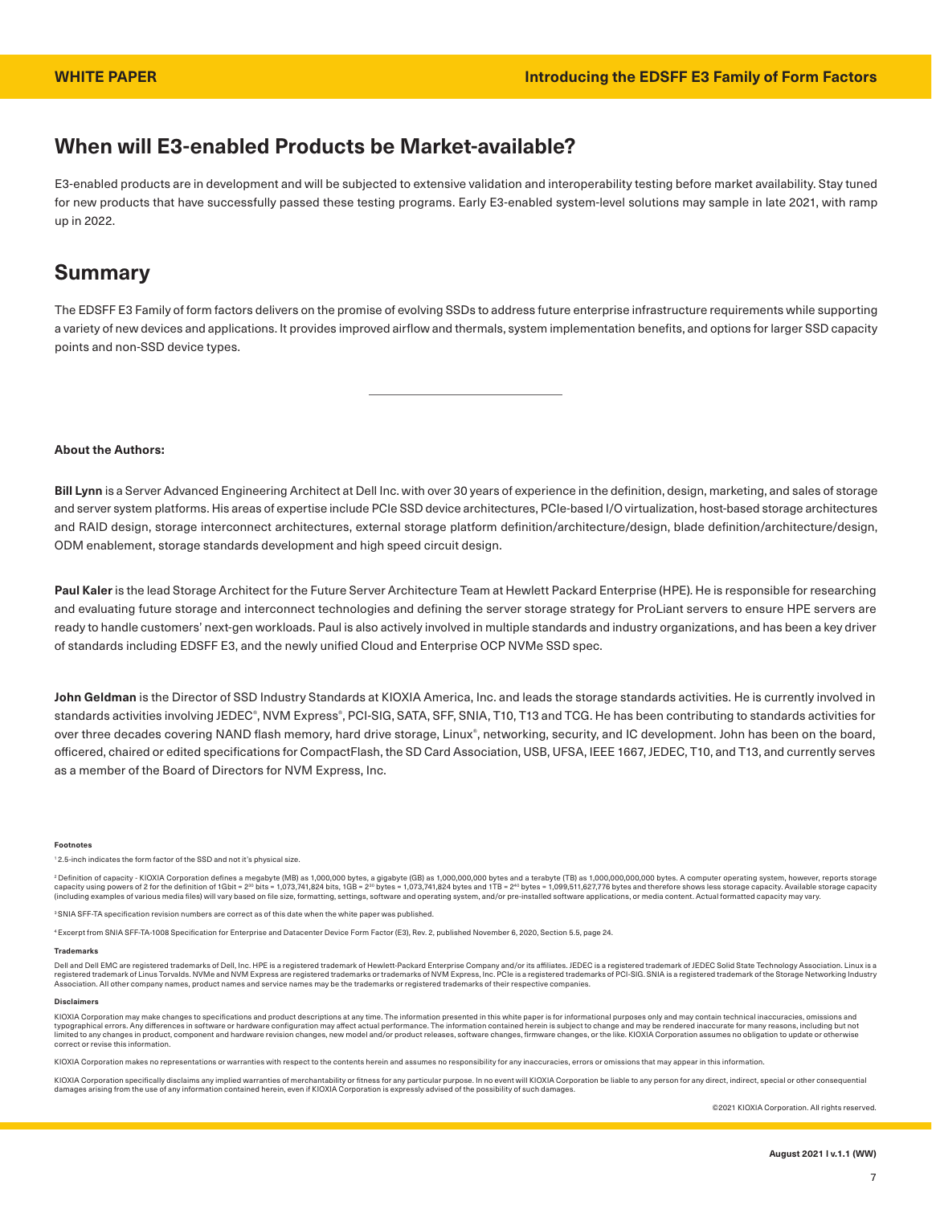## When will E3-enabled Products be Market-available?

E3-enabled products are in development and will be subjected to extensive validation and interoperability testing before market availability. Stay tuned for new products that have successfully passed these testing programs. Early E3-enabled system-level solutions may sample in late 2021, with ramp up in 2022.

## Summary

The EDSFF E3 Family of form factors delivers on the promise of evolving SSDs to address future enterprise infrastructure requirements while supporting a variety of new devices and applications. It provides improved airflow and thermals, system implementation benefits, and options for larger SSD capacity points and non-SSD device types.

---

**About the Authors:**

**Bill Lynn** is a Server Advanced Engineering Architect at Dell Inc. with over 30 years of experience in the definition, design, marketing, and sales of storage and server system platforms. His areas of expertise include PCIe SSD device architectures, PCIe-based I/O virtualization, host-based storage architectures and RAID design, storage interconnect architectures, external storage platform definition/architecture/design, blade definition/architecture/design, ODM enablement, storage standards development and high speed circuit design.

**Paul Kaler** is the lead Storage Architect for the Future Server Architecture Team at Hewlett Packard Enterprise (HPE). He is responsible for researching and evaluating future storage and interconnect technologies and defining the server storage strategy for ProLiant servers to ensure HPE servers are ready to handle customers' next-gen workloads. Paul is also actively involved in multiple standards and industry organizations, and has been a key driver of standards including EDSFF E3, and the newly unified Cloud and Enterprise OCP NVMe SSD spec.

**John Geldman** is the Director of SSD Industry Standards at KIOXIA America, Inc. and leads the storage standards activities. He is currently involved in standards activities involving JEDEC®, NVM Express®, PCI-SIG, SATA, SFF, SNIA, T10, T13 and TCG. He has been contributing to standards activities for over three decades covering NAND flash memory, hard drive storage, Linux®, networking, security, and IC development. John has been on the board, officered, chaired or edited specifications for CompactFlash, the SD Card Association, USB, UFSA, IEEE 1667, JEDEC, T10, and T13, and currently serves as a member of the Board of Directors for NVM Express, Inc.

**Footnotes**

[1] 2.5-inch indicates the form factor of the SSD and not it's physical size.

[2] Definition of capacity - KIOXIA Corporation defines a megabyte (MB) as 1,000,000 bytes, a gigabyte (GB) as 1,000,000,000 bytes and a terabyte (TB) as 1,000,000,000,000 bytes. A computer operating system, however, reports storage capacity using powers of 2 for the definition of 1Gbit = $2^{30}$ bits = 1,073,741,824 bits, 1GB = $2^{30}$ bytes = 1,073,741,824 bytes and 1TB = $2^{40}$ bytes = 1,099,511,627,776 bytes and therefore shows less storage capacity. Available storage capacity (including examples of various media files) will vary based on file size, formatting, settings, software and operating system, and/or pre-installed software applications, or media content. Actual formatted capacity may vary.

[3] SNIA SFF-TA specification revision numbers are correct as of this date when the white paper was published.

[4] Excerpt from SNIA SFF-TA-1008 Specification for Enterprise and Datacenter Device Form Factor (E3), Rev. 2, published November 6, 2020, Section 5.5, page 24.

**Trademarks**

Dell and Dell EMC are registered trademarks of Dell, Inc. HPE is a registered trademark of Hewlett-Packard Enterprise Company and/or its affiliates. JEDEC is a registered trademark of JEDEC Solid State Technology Association. Linux is a registered trademark of Linus Torvalds. NVMe and NVM Express are registered trademarks or trademarks of NVM Express, Inc. PCIe is a registered trademarks of PCI-SIG. SNIA is a registered trademark of the Storage Networking Industry Association. All other company names, product names and service names may be the trademarks or registered trademarks of their respective companies.

**Disclaimers**

KIOXIA Corporation may make changes to specifications and product descriptions at any time. The information presented in this white paper is for informational purposes only and may contain technical inaccuracies, omissions and typographical errors. Any differences in software or hardware configuration may affect actual performance. The information contained herein is subject to change and may be rendered inaccurate for many reasons, including but not limited to any changes in product, component and hardware revision changes, new model and/or product releases, software changes, firmware changes, or the like. KIOXIA Corporation assumes no obligation to update or otherwise correct or revise this information.

KIOXIA Corporation makes no representations or warranties with respect to the contents herein and assumes no responsibility for any inaccuracies, errors or omissions that may appear in this information.

KIOXIA Corporation specifically disclaims any implied warranties of merchantability or fitness for any particular purpose. In no event will KIOXIA Corporation be liable to any person for any direct, indirect, special or other consequential damages arising from the use of any information contained herein, even if KIOXIA Corporation is expressly advised of the possibility of such damages.

©2021 KIOXIA Corporation. All rights reserved.

**August 2021 | v.1.1 (WW)**